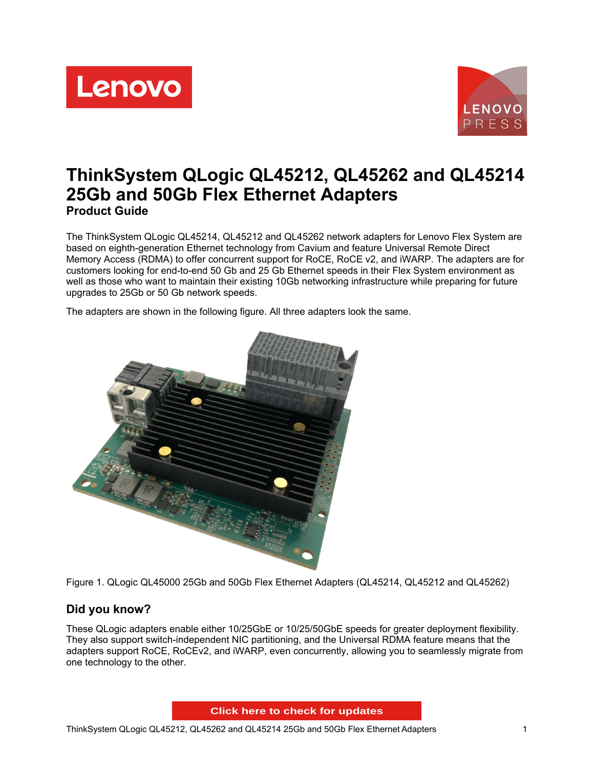# ThinkSystem QLogic QL45212, QL45262 and QL45214 25Gb and 50Gb Flex Ethernet Adapters

## Product Guide

The ThinkSystem QLogic QL45214, QL45212 and QL45262 network adapters for Lenovo Flex System are based on eighth-generation Ethernet technology from Cavium and feature Universal Remote Direct Memory Access (RDMA) to offer concurrent support for RoCE, RoCE v2, and iWARP. The adapters are for customers looking for end-to-end 50 Gb and 25 Gb Ethernet speeds in their Flex System environment as well as those who want to maintain their existing 10Gb networking infrastructure while preparing for future upgrades to 25Gb or 50 Gb network speeds.

The adapters are shown in the following figure. All three adapters look the same.

Figure 1. QLogic QL45000 25Gb and 50Gb Flex Ethernet Adapters (QL45214, QL45212 and QL45262)

## Did you know?

These QLogic adapters enable either 10/25GbE or 10/25/50GbE speeds for greater deployment flexibility. They also support switch-independent NIC partitioning, and the Universal RDMA feature means that the adapters support RoCE, RoCEv2, and iWARP, even concurrently, allowing you to seamlessly migrate from one technology to the other.

Click here to check for updates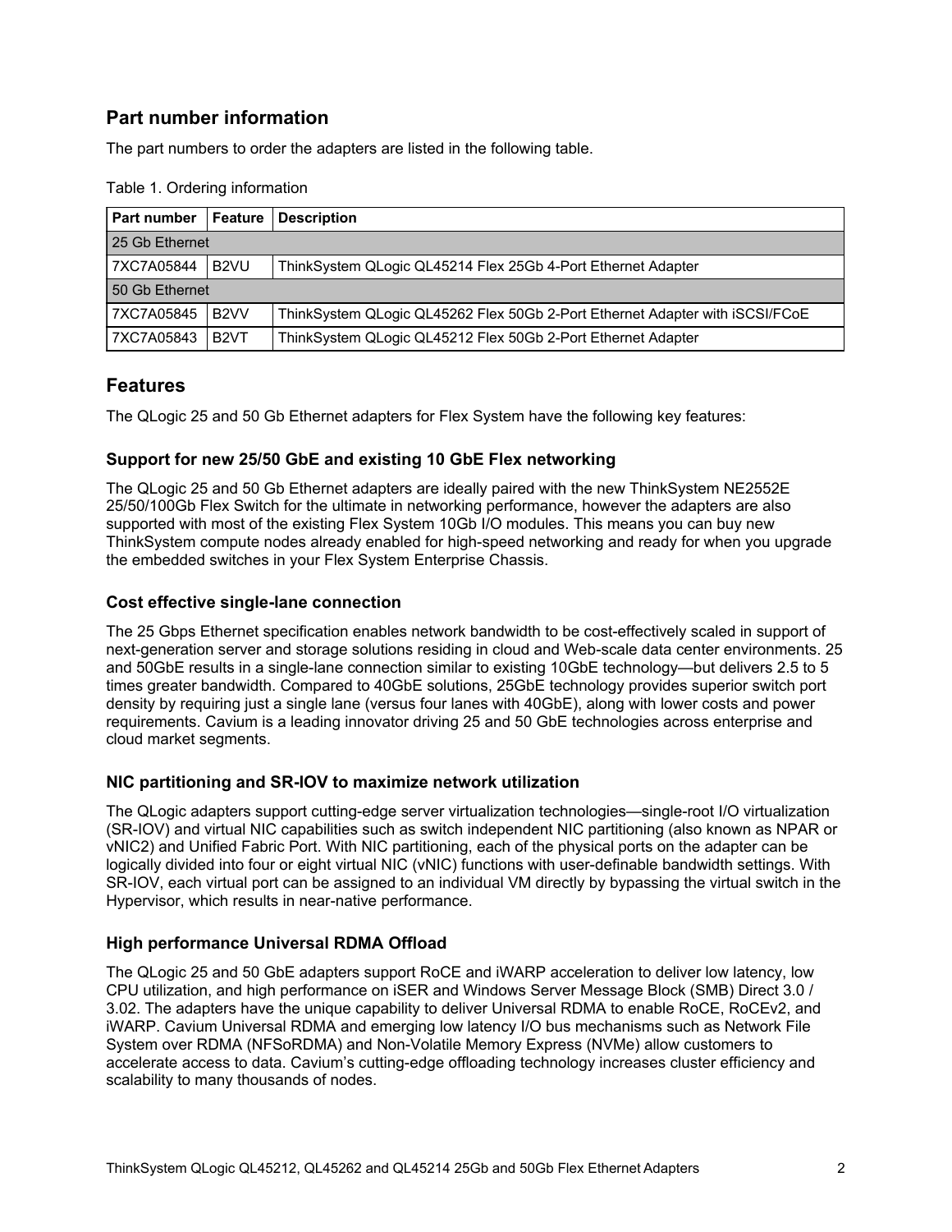## Part number information

The part numbers to order the adapters are listed in the following table.

Table 1. Ordering information

| Part number | Feature | Description |
|---|---|---|
| 25 Gb Ethernet | | |
| 7XC7A05844 | B2VU | ThinkSystem QLogic QL45214 Flex 25Gb 4-Port Ethernet Adapter |
| 50 Gb Ethernet | | |
| 7XC7A05845 | B2VV | ThinkSystem QLogic QL45262 Flex 50Gb 2-Port Ethernet Adapter with iSCSI/FCoE |
| 7XC7A05843 | B2VT | ThinkSystem QLogic QL45212 Flex 50Gb 2-Port Ethernet Adapter |

## Features

The QLogic 25 and 50 Gb Ethernet adapters for Flex System have the following key features:

### Support for new 25/50 GbE and existing 10 GbE Flex networking

The QLogic 25 and 50 Gb Ethernet adapters are ideally paired with the new ThinkSystem NE2552E 25/50/100Gb Flex Switch for the ultimate in networking performance, however the adapters are also supported with most of the existing Flex System 10Gb I/O modules. This means you can buy new ThinkSystem compute nodes already enabled for high-speed networking and ready for when you upgrade the embedded switches in your Flex System Enterprise Chassis.

### Cost effective single-lane connection

The 25 Gbps Ethernet specification enables network bandwidth to be cost-effectively scaled in support of next-generation server and storage solutions residing in cloud and Web-scale data center environments. 25 and 50GbE results in a single-lane connection similar to existing 10GbE technology—but delivers 2.5 to 5 times greater bandwidth. Compared to 40GbE solutions, 25GbE technology provides superior switch port density by requiring just a single lane (versus four lanes with 40GbE), along with lower costs and power requirements. Cavium is a leading innovator driving 25 and 50 GbE technologies across enterprise and cloud market segments.

### NIC partitioning and SR-IOV to maximize network utilization

The QLogic adapters support cutting-edge server virtualization technologies—single-root I/O virtualization (SR-IOV) and virtual NIC capabilities such as switch independent NIC partitioning (also known as NPAR or vNIC2) and Unified Fabric Port. With NIC partitioning, each of the physical ports on the adapter can be logically divided into four or eight virtual NIC (vNIC) functions with user-definable bandwidth settings. With SR-IOV, each virtual port can be assigned to an individual VM directly by bypassing the virtual switch in the Hypervisor, which results in near-native performance.

### High performance Universal RDMA Offload

The QLogic 25 and 50 GbE adapters support RoCE and iWARP acceleration to deliver low latency, low CPU utilization, and high performance on iSER and Windows Server Message Block (SMB) Direct 3.0 / 3.02. The adapters have the unique capability to deliver Universal RDMA to enable RoCE, RoCEv2, and iWARP. Cavium Universal RDMA and emerging low latency I/O bus mechanisms such as Network File System over RDMA (NFSoRDMA) and Non-Volatile Memory Express (NVMe) allow customers to accelerate access to data. Cavium's cutting-edge offloading technology increases cluster efficiency and scalability to many thousands of nodes.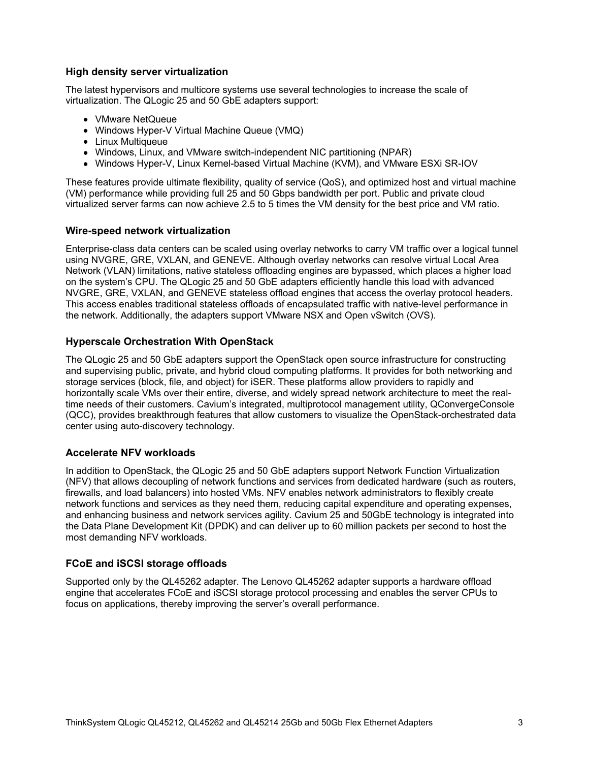### High density server virtualization

The latest hypervisors and multicore systems use several technologies to increase the scale of virtualization. The QLogic 25 and 50 GbE adapters support:

- VMware NetQueue
- Windows Hyper-V Virtual Machine Queue (VMQ)
- Linux Multiqueue
- Windows, Linux, and VMware switch-independent NIC partitioning (NPAR)
- Windows Hyper-V, Linux Kernel-based Virtual Machine (KVM), and VMware ESXi SR-IOV

These features provide ultimate flexibility, quality of service (QoS), and optimized host and virtual machine (VM) performance while providing full 25 and 50 Gbps bandwidth per port. Public and private cloud virtualized server farms can now achieve 2.5 to 5 times the VM density for the best price and VM ratio.

### Wire-speed network virtualization

Enterprise-class data centers can be scaled using overlay networks to carry VM traffic over a logical tunnel using NVGRE, GRE, VXLAN, and GENEVE. Although overlay networks can resolve virtual Local Area Network (VLAN) limitations, native stateless offloading engines are bypassed, which places a higher load on the system's CPU. The QLogic 25 and 50 GbE adapters efficiently handle this load with advanced NVGRE, GRE, VXLAN, and GENEVE stateless offload engines that access the overlay protocol headers. This access enables traditional stateless offloads of encapsulated traffic with native-level performance in the network. Additionally, the adapters support VMware NSX and Open vSwitch (OVS).

### Hyperscale Orchestration With OpenStack

The QLogic 25 and 50 GbE adapters support the OpenStack open source infrastructure for constructing and supervising public, private, and hybrid cloud computing platforms. It provides for both networking and storage services (block, file, and object) for iSER. These platforms allow providers to rapidly and horizontally scale VMs over their entire, diverse, and widely spread network architecture to meet the real-time needs of their customers. Cavium's integrated, multiprotocol management utility, QConvergeConsole (QCC), provides breakthrough features that allow customers to visualize the OpenStack-orchestrated data center using auto-discovery technology.

### Accelerate NFV workloads

In addition to OpenStack, the QLogic 25 and 50 GbE adapters support Network Function Virtualization (NFV) that allows decoupling of network functions and services from dedicated hardware (such as routers, firewalls, and load balancers) into hosted VMs. NFV enables network administrators to flexibly create network functions and services as they need them, reducing capital expenditure and operating expenses, and enhancing business and network services agility. Cavium 25 and 50GbE technology is integrated into the Data Plane Development Kit (DPDK) and can deliver up to 60 million packets per second to host the most demanding NFV workloads.

### FCoE and iSCSI storage offloads

Supported only by the QL45262 adapter. The Lenovo QL45262 adapter supports a hardware offload engine that accelerates FCoE and iSCSI storage protocol processing and enables the server CPUs to focus on applications, thereby improving the server's overall performance.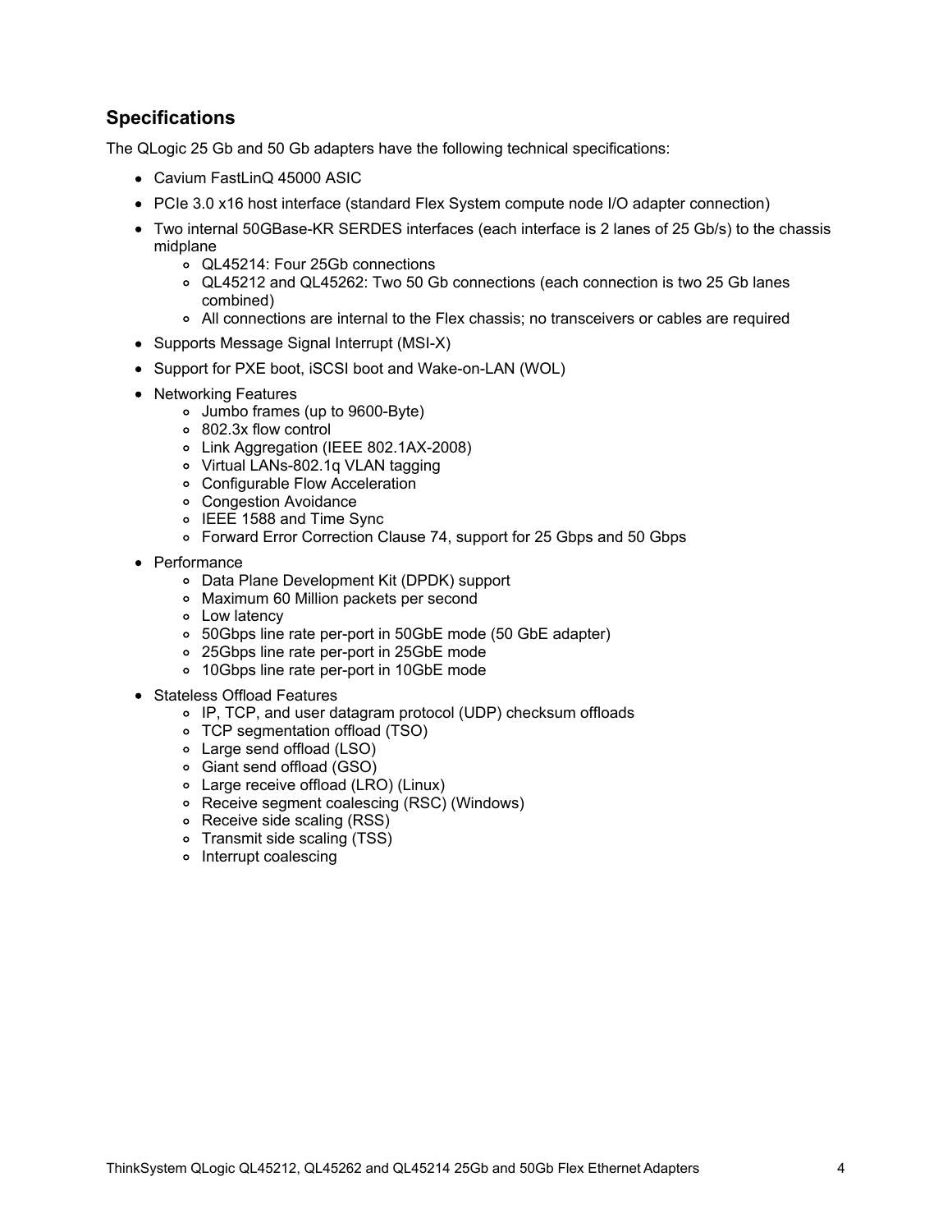## Specifications

The QLogic 25 Gb and 50 Gb adapters have the following technical specifications:

- Cavium FastLinQ 45000 ASIC
- PCIe 3.0 x16 host interface (standard Flex System compute node I/O adapter connection)
- Two internal 50GBase-KR SERDES interfaces (each interface is 2 lanes of 25 Gb/s) to the chassis midplane
  - QL45214: Four 25Gb connections
  - QL45212 and QL45262: Two 50 Gb connections (each connection is two 25 Gb lanes combined)
  - All connections are internal to the Flex chassis; no transceivers or cables are required
- Supports Message Signal Interrupt (MSI-X)
- Support for PXE boot, iSCSI boot and Wake-on-LAN (WOL)
- Networking Features
  - Jumbo frames (up to 9600-Byte)
  - 802.3x flow control
  - Link Aggregation (IEEE 802.1AX-2008)
  - Virtual LANs-802.1q VLAN tagging
  - Configurable Flow Acceleration
  - Congestion Avoidance
  - IEEE 1588 and Time Sync
  - Forward Error Correction Clause 74, support for 25 Gbps and 50 Gbps
- Performance
  - Data Plane Development Kit (DPDK) support
  - Maximum 60 Million packets per second
  - Low latency
  - 50Gbps line rate per-port in 50GbE mode (50 GbE adapter)
  - 25Gbps line rate per-port in 25GbE mode
  - 10Gbps line rate per-port in 10GbE mode
- Stateless Offload Features
  - IP, TCP, and user datagram protocol (UDP) checksum offloads
  - TCP segmentation offload (TSO)
  - Large send offload (LSO)
  - Giant send offload (GSO)
  - Large receive offload (LRO) (Linux)
  - Receive segment coalescing (RSC) (Windows)
  - Receive side scaling (RSS)
  - Transmit side scaling (TSS)
  - Interrupt coalescing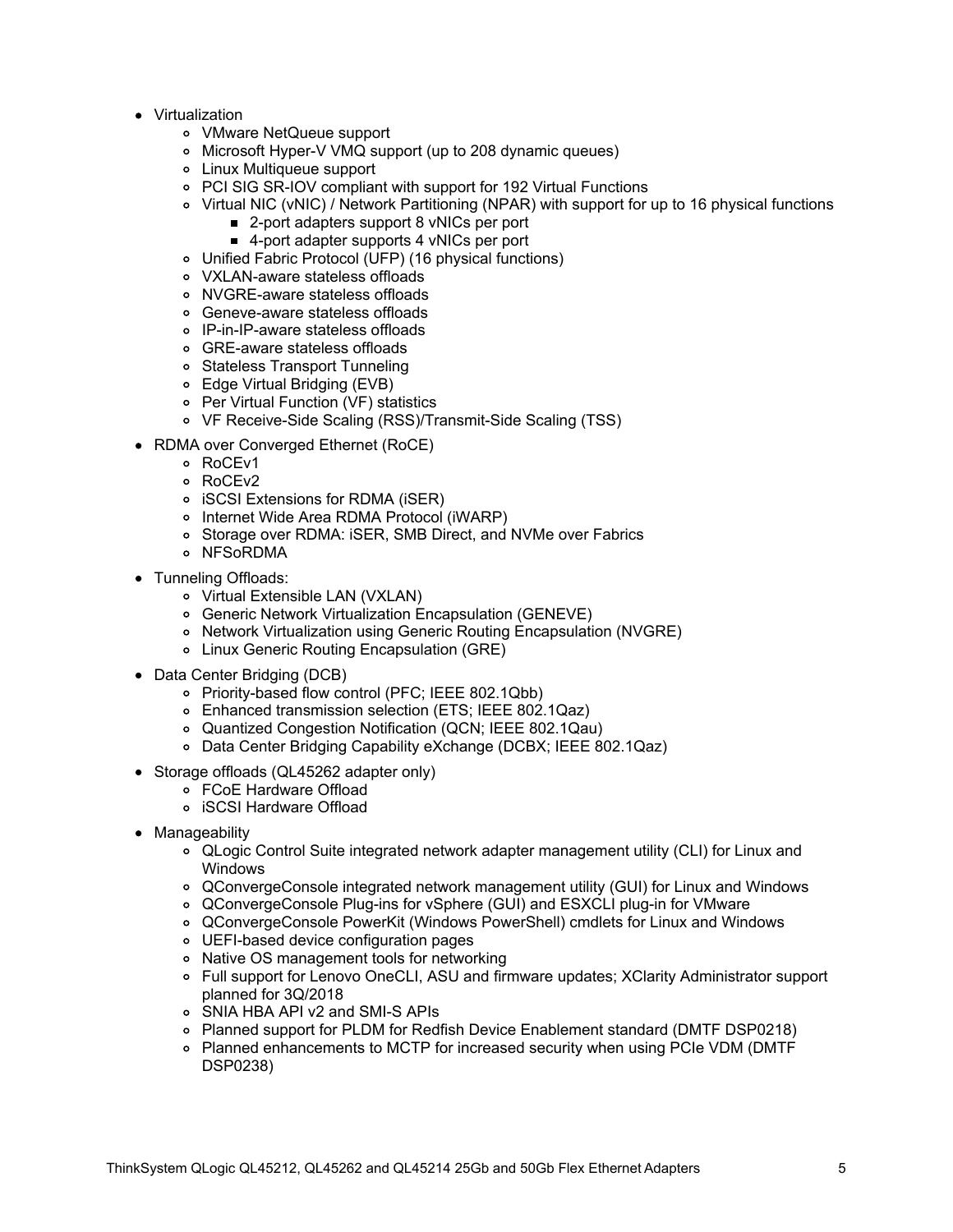- Virtualization
  - VMware NetQueue support
  - Microsoft Hyper-V VMQ support (up to 208 dynamic queues)
  - Linux Multiqueue support
  - PCI SIG SR-IOV compliant with support for 192 Virtual Functions
  - Virtual NIC (vNIC) / Network Partitioning (NPAR) with support for up to 16 physical functions
    - 2-port adapters support 8 vNICs per port
    - 4-port adapter supports 4 vNICs per port
  - Unified Fabric Protocol (UFP) (16 physical functions)
  - VXLAN-aware stateless offloads
  - NVGRE-aware stateless offloads
  - Geneve-aware stateless offloads
  - IP-in-IP-aware stateless offloads
  - GRE-aware stateless offloads
  - Stateless Transport Tunneling
  - Edge Virtual Bridging (EVB)
  - Per Virtual Function (VF) statistics
  - VF Receive-Side Scaling (RSS)/Transmit-Side Scaling (TSS)
- RDMA over Converged Ethernet (RoCE)
  - RoCEv1
  - RoCEv2
  - iSCSI Extensions for RDMA (iSER)
  - Internet Wide Area RDMA Protocol (iWARP)
  - Storage over RDMA: iSER, SMB Direct, and NVMe over Fabrics
  - NFSoRDMA
- Tunneling Offloads:
  - Virtual Extensible LAN (VXLAN)
  - Generic Network Virtualization Encapsulation (GENEVE)
  - Network Virtualization using Generic Routing Encapsulation (NVGRE)
  - Linux Generic Routing Encapsulation (GRE)
- Data Center Bridging (DCB)
  - Priority-based flow control (PFC; IEEE 802.1Qbb)
  - Enhanced transmission selection (ETS; IEEE 802.1Qaz)
  - Quantized Congestion Notification (QCN; IEEE 802.1Qau)
  - Data Center Bridging Capability eXchange (DCBX; IEEE 802.1Qaz)
- Storage offloads (QL45262 adapter only)
  - FCoE Hardware Offload
  - iSCSI Hardware Offload
- Manageability
  - QLogic Control Suite integrated network adapter management utility (CLI) for Linux and Windows
  - QConvergeConsole integrated network management utility (GUI) for Linux and Windows
  - QConvergeConsole Plug-ins for vSphere (GUI) and ESXCLI plug-in for VMware
  - QConvergeConsole PowerKit (Windows PowerShell) cmdlets for Linux and Windows
  - UEFI-based device configuration pages
  - Native OS management tools for networking
  - Full support for Lenovo OneCLI, ASU and firmware updates; XClarity Administrator support planned for 3Q/2018
  - SNIA HBA API v2 and SMI-S APIs
  - Planned support for PLDM for Redfish Device Enablement standard (DMTF DSP0218)
  - Planned enhancements to MCTP for increased security when using PCIe VDM (DMTF DSP0238)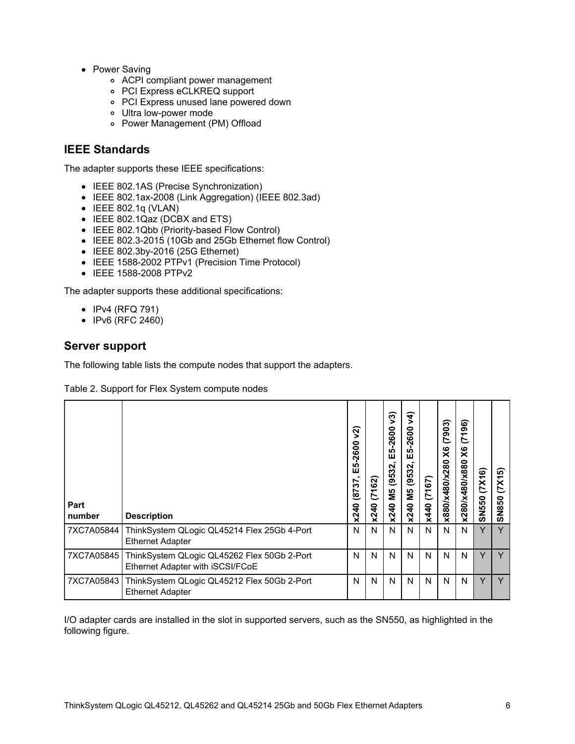- Power Saving
  - ACPI compliant power management
  - PCI Express eCLKREQ support
  - PCI Express unused lane powered down
  - Ultra low-power mode
  - Power Management (PM) Offload

## IEEE Standards

The adapter supports these IEEE specifications:

- IEEE 802.1AS (Precise Synchronization)
- IEEE 802.1ax-2008 (Link Aggregation) (IEEE 802.3ad)
- IEEE 802.1q (VLAN)
- IEEE 802.1Qaz (DCBX and ETS)
- IEEE 802.1Qbb (Priority-based Flow Control)
- IEEE 802.3-2015 (10Gb and 25Gb Ethernet flow Control)
- IEEE 802.3by-2016 (25G Ethernet)
- IEEE 1588-2002 PTPv1 (Precision Time Protocol)
- IEEE 1588-2008 PTPv2

The adapter supports these additional specifications:

- IPv4 (RFQ 791)
- IPv6 (RFC 2460)

## Server support

The following table lists the compute nodes that support the adapters.

Table 2. Support for Flex System compute nodes

| Part number | Description | x240 (8737, E5-2600 v2) | x240 (7162) | x240 M5 (9532, E5-2600 v3) | x240 M5 (9532, E5-2600 v4) | x440 (7167) | x880/x480/x280 X6 (7903) | x280/x480/x880 X6 (7196) | SN550 (7X16) | SN850 (7X15) |
|---|---|---|---|---|---|---|---|---|---|---|
| 7XC7A05844 | ThinkSystem QLogic QL45214 Flex 25Gb 4-Port Ethernet Adapter | N | N | N | N | N | N | N | Y | Y |
| 7XC7A05845 | ThinkSystem QLogic QL45262 Flex 50Gb 2-Port Ethernet Adapter with iSCSI/FCoE | N | N | N | N | N | N | N | Y | Y |
| 7XC7A05843 | ThinkSystem QLogic QL45212 Flex 50Gb 2-Port Ethernet Adapter | N | N | N | N | N | N | N | Y | Y |

I/O adapter cards are installed in the slot in supported servers, such as the SN550, as highlighted in the following figure.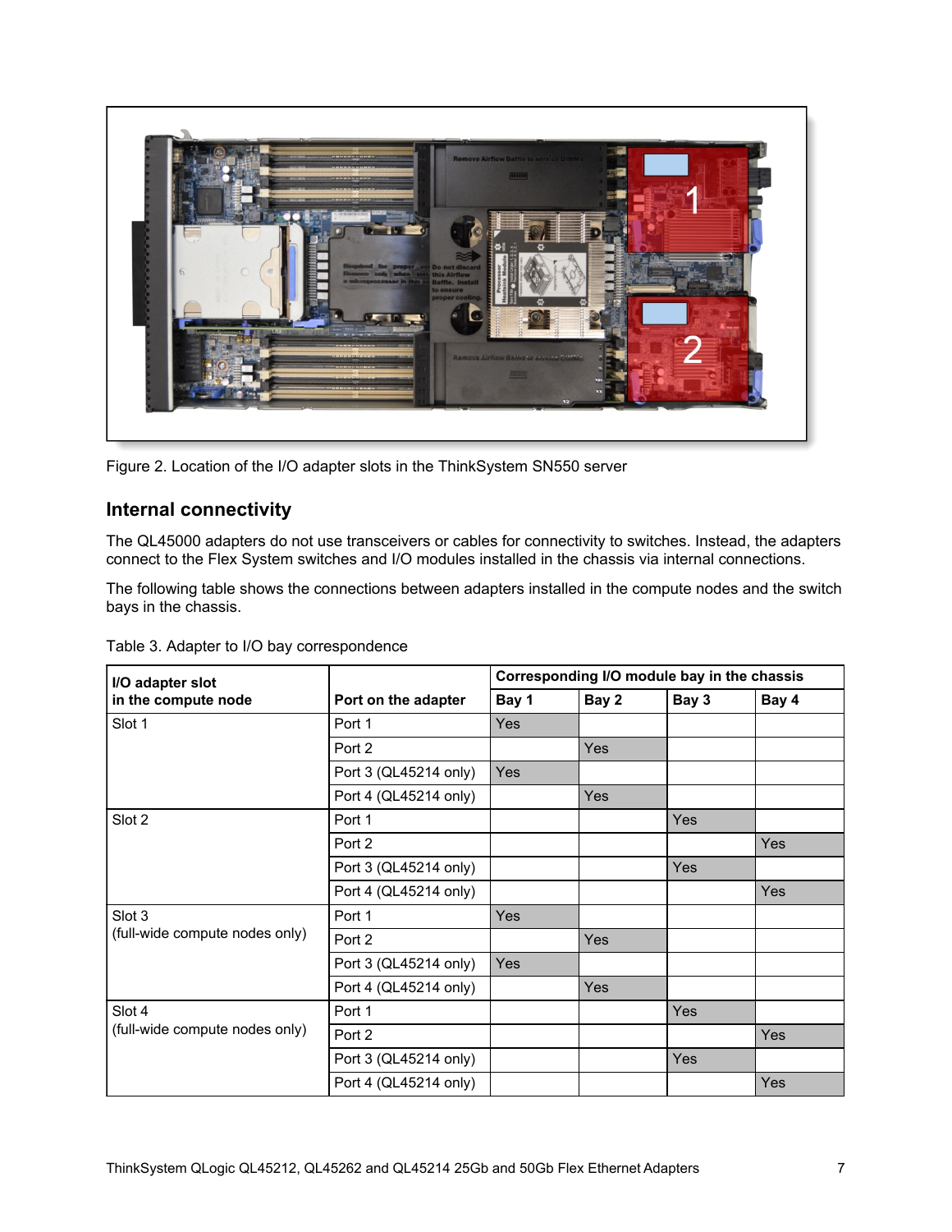Figure 2. Location of the I/O adapter slots in the ThinkSystem SN550 server

## Internal connectivity

The QL45000 adapters do not use transceivers or cables for connectivity to switches. Instead, the adapters connect to the Flex System switches and I/O modules installed in the chassis via internal connections.

The following table shows the connections between adapters installed in the compute nodes and the switch bays in the chassis.

Table 3. Adapter to I/O bay correspondence

| I/O adapter slot in the compute node | Port on the adapter | Corresponding I/O module bay in the chassis | | | |
|---|---|---|---|---|---|
| | | Bay 1 | Bay 2 | Bay 3 | Bay 4 |
| Slot 1 | Port 1 | Yes | | | |
| | Port 2 | | Yes | | |
| | Port 3 (QL45214 only) | Yes | | | |
| | Port 4 (QL45214 only) | | Yes | | |
| Slot 2 | Port 1 | | | Yes | |
| | Port 2 | | | | Yes |
| | Port 3 (QL45214 only) | | | Yes | |
| | Port 4 (QL45214 only) | | | | Yes |
| Slot 3 (full-wide compute nodes only) | Port 1 | Yes | | | |
| | Port 2 | | Yes | | |
| | Port 3 (QL45214 only) | Yes | | | |
| | Port 4 (QL45214 only) | | Yes | | |
| Slot 4 (full-wide compute nodes only) | Port 1 | | | Yes | |
| | Port 2 | | | | Yes |
| | Port 3 (QL45214 only) | | | Yes | |
| | Port 4 (QL45214 only) | | | | Yes |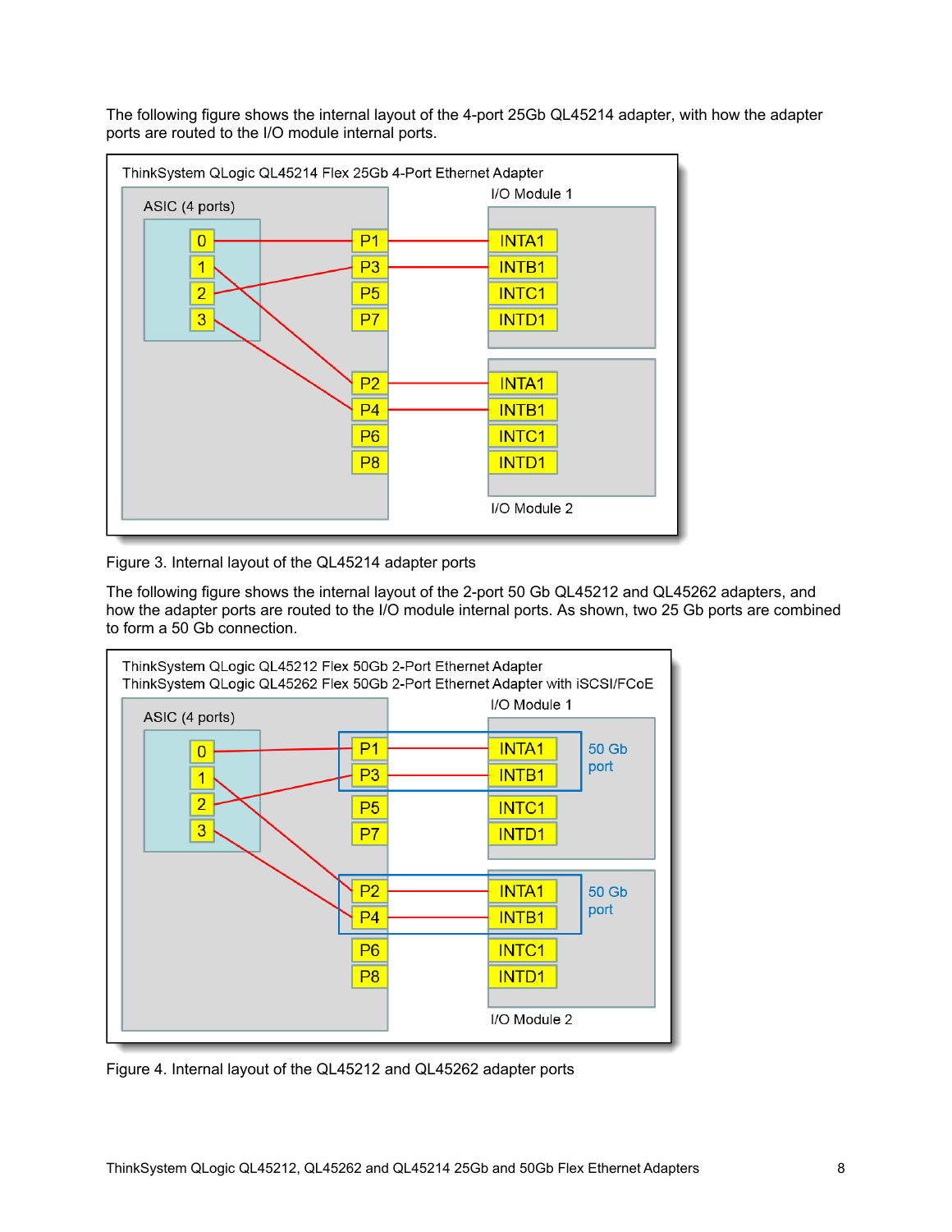The following figure shows the internal layout of the 4-port 25Gb QL45214 adapter, with how the adapter ports are routed to the I/O module internal ports.

Figure 3. Internal layout of the QL45214 adapter ports

The following figure shows the internal layout of the 2-port 50 Gb QL45212 and QL45262 adapters, and how the adapter ports are routed to the I/O module internal ports. As shown, two 25 Gb ports are combined to form a 50 Gb connection.

Figure 4. Internal layout of the QL45212 and QL45262 adapter ports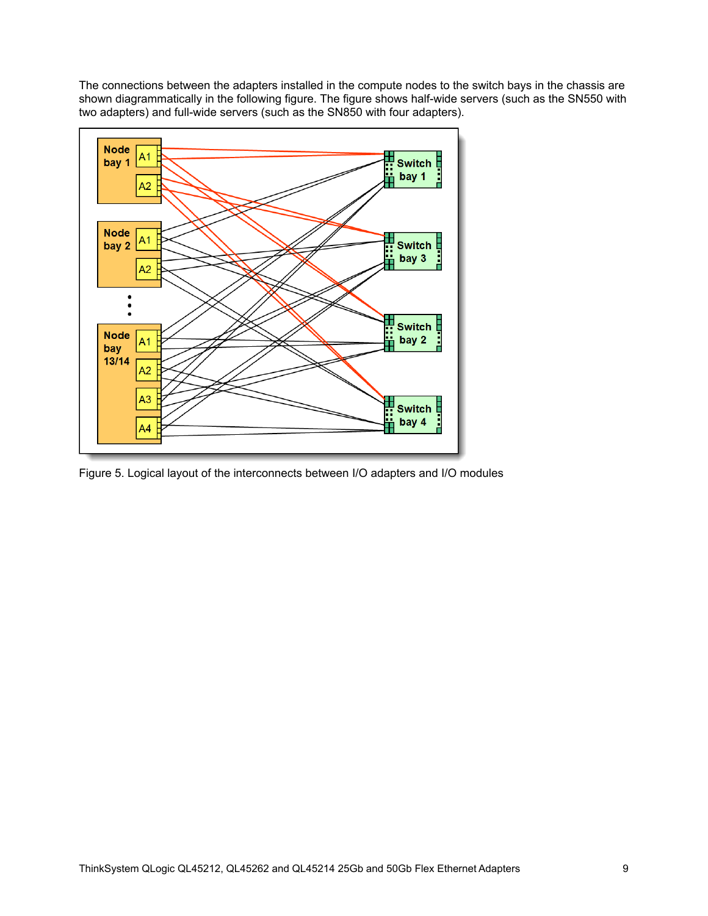The connections between the adapters installed in the compute nodes to the switch bays in the chassis are shown diagrammatically in the following figure. The figure shows half-wide servers (such as the SN550 with two adapters) and full-wide servers (such as the SN850 with four adapters).

Figure 5. Logical layout of the interconnects between I/O adapters and I/O modules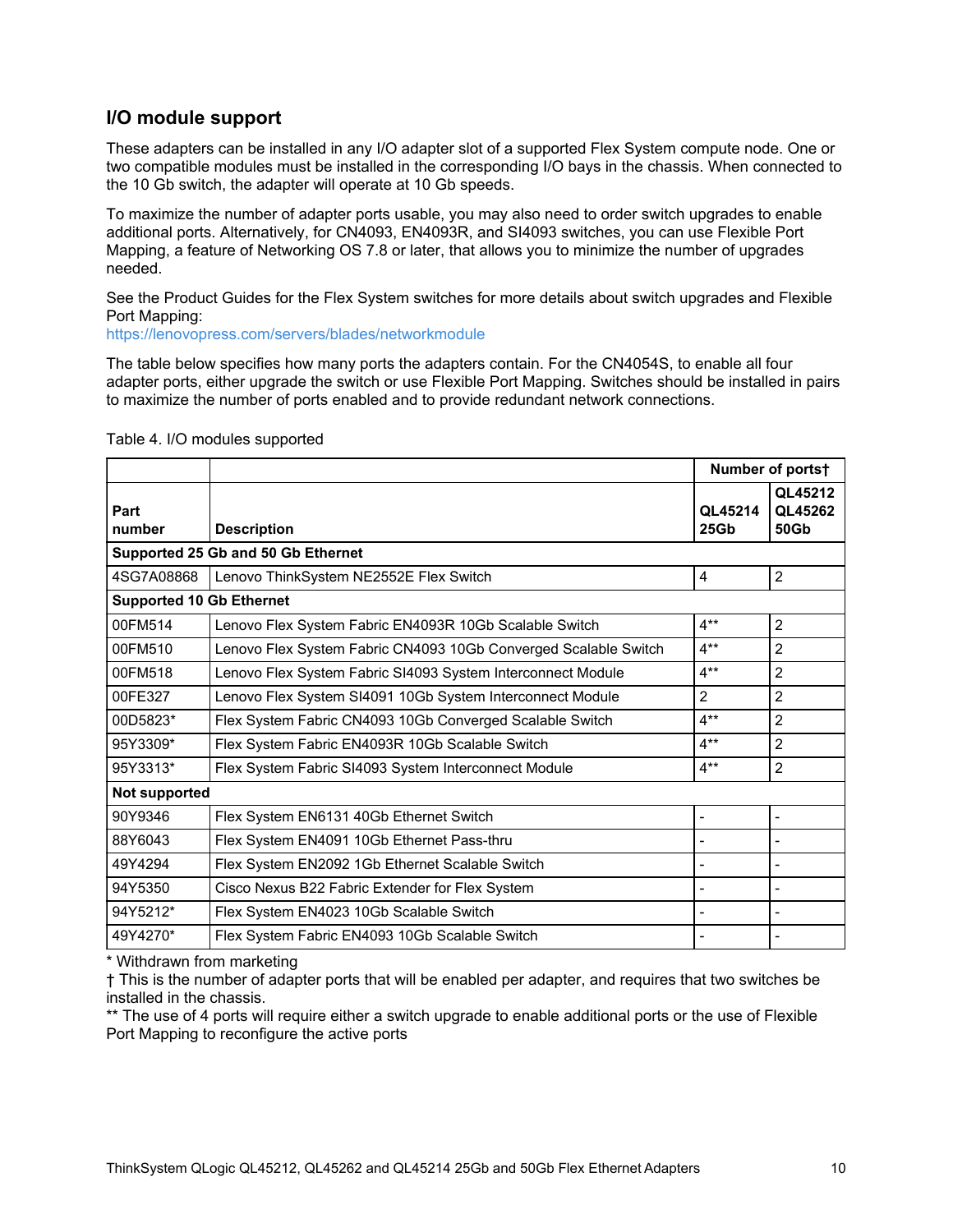## I/O module support

These adapters can be installed in any I/O adapter slot of a supported Flex System compute node. One or two compatible modules must be installed in the corresponding I/O bays in the chassis. When connected to the 10 Gb switch, the adapter will operate at 10 Gb speeds.

To maximize the number of adapter ports usable, you may also need to order switch upgrades to enable additional ports. Alternatively, for CN4093, EN4093R, and SI4093 switches, you can use Flexible Port Mapping, a feature of Networking OS 7.8 or later, that allows you to minimize the number of upgrades needed.

See the Product Guides for the Flex System switches for more details about switch upgrades and Flexible Port Mapping:
https://lenovopress.com/servers/blades/networkmodule

The table below specifies how many ports the adapters contain. For the CN4054S, to enable all four adapter ports, either upgrade the switch or use Flexible Port Mapping. Switches should be installed in pairs to maximize the number of ports enabled and to provide redundant network connections.

Table 4. I/O modules supported

| Part number | Description | Number of ports† | |
|---|---|---|---|
| | | QL45214 25Gb | QL45212 QL45262 50Gb |
| **Supported 25 Gb and 50 Gb Ethernet** | | | |
| 4SG7A08868 | Lenovo ThinkSystem NE2552E Flex Switch | 4 | 2 |
| **Supported 10 Gb Ethernet** | | | |
| 00FM514 | Lenovo Flex System Fabric EN4093R 10Gb Scalable Switch | 4** | 2 |
| 00FM510 | Lenovo Flex System Fabric CN4093 10Gb Converged Scalable Switch | 4** | 2 |
| 00FM518 | Lenovo Flex System Fabric SI4093 System Interconnect Module | 4** | 2 |
| 00FE327 | Lenovo Flex System SI4091 10Gb System Interconnect Module | 2 | 2 |
| 00D5823* | Flex System Fabric CN4093 10Gb Converged Scalable Switch | 4** | 2 |
| 95Y3309* | Flex System Fabric EN4093R 10Gb Scalable Switch | 4** | 2 |
| 95Y3313* | Flex System Fabric SI4093 System Interconnect Module | 4** | 2 |
| **Not supported** | | | |
| 90Y9346 | Flex System EN6131 40Gb Ethernet Switch | - | - |
| 88Y6043 | Flex System EN4091 10Gb Ethernet Pass-thru | - | - |
| 49Y4294 | Flex System EN2092 1Gb Ethernet Scalable Switch | - | - |
| 94Y5350 | Cisco Nexus B22 Fabric Extender for Flex System | - | - |
| 94Y5212* | Flex System EN4023 10Gb Scalable Switch | - | - |
| 49Y4270* | Flex System Fabric EN4093 10Gb Scalable Switch | - | - |

\* Withdrawn from marketing
† This is the number of adapter ports that will be enabled per adapter, and requires that two switches be installed in the chassis.
** The use of 4 ports will require either a switch upgrade to enable additional ports or the use of Flexible Port Mapping to reconfigure the active ports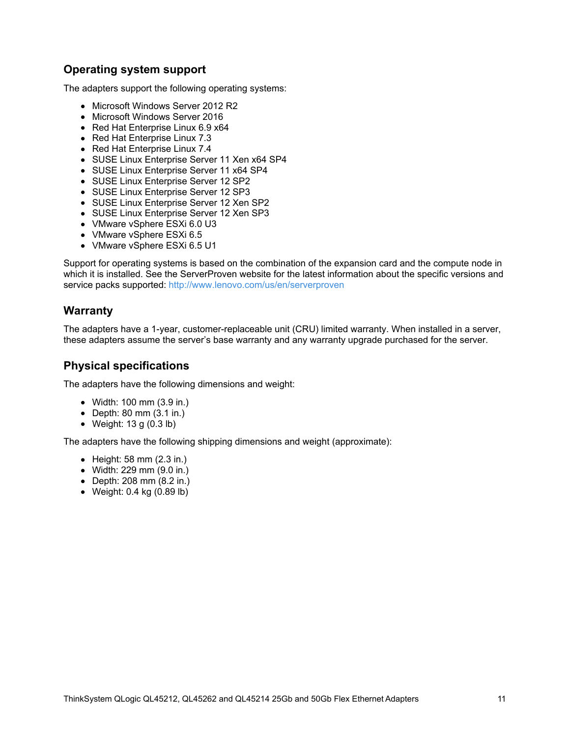## Operating system support

The adapters support the following operating systems:

- Microsoft Windows Server 2012 R2
- Microsoft Windows Server 2016
- Red Hat Enterprise Linux 6.9 x64
- Red Hat Enterprise Linux 7.3
- Red Hat Enterprise Linux 7.4
- SUSE Linux Enterprise Server 11 Xen x64 SP4
- SUSE Linux Enterprise Server 11 x64 SP4
- SUSE Linux Enterprise Server 12 SP2
- SUSE Linux Enterprise Server 12 SP3
- SUSE Linux Enterprise Server 12 Xen SP2
- SUSE Linux Enterprise Server 12 Xen SP3
- VMware vSphere ESXi 6.0 U3
- VMware vSphere ESXi 6.5
- VMware vSphere ESXi 6.5 U1

Support for operating systems is based on the combination of the expansion card and the compute node in which it is installed. See the ServerProven website for the latest information about the specific versions and service packs supported: http://www.lenovo.com/us/en/serverproven

## Warranty

The adapters have a 1-year, customer-replaceable unit (CRU) limited warranty. When installed in a server, these adapters assume the server's base warranty and any warranty upgrade purchased for the server.

## Physical specifications

The adapters have the following dimensions and weight:

- Width: 100 mm (3.9 in.)
- Depth: 80 mm (3.1 in.)
- Weight: 13 g (0.3 lb)

The adapters have the following shipping dimensions and weight (approximate):

- Height: 58 mm (2.3 in.)
- Width: 229 mm (9.0 in.)
- Depth: 208 mm (8.2 in.)
- Weight: 0.4 kg (0.89 lb)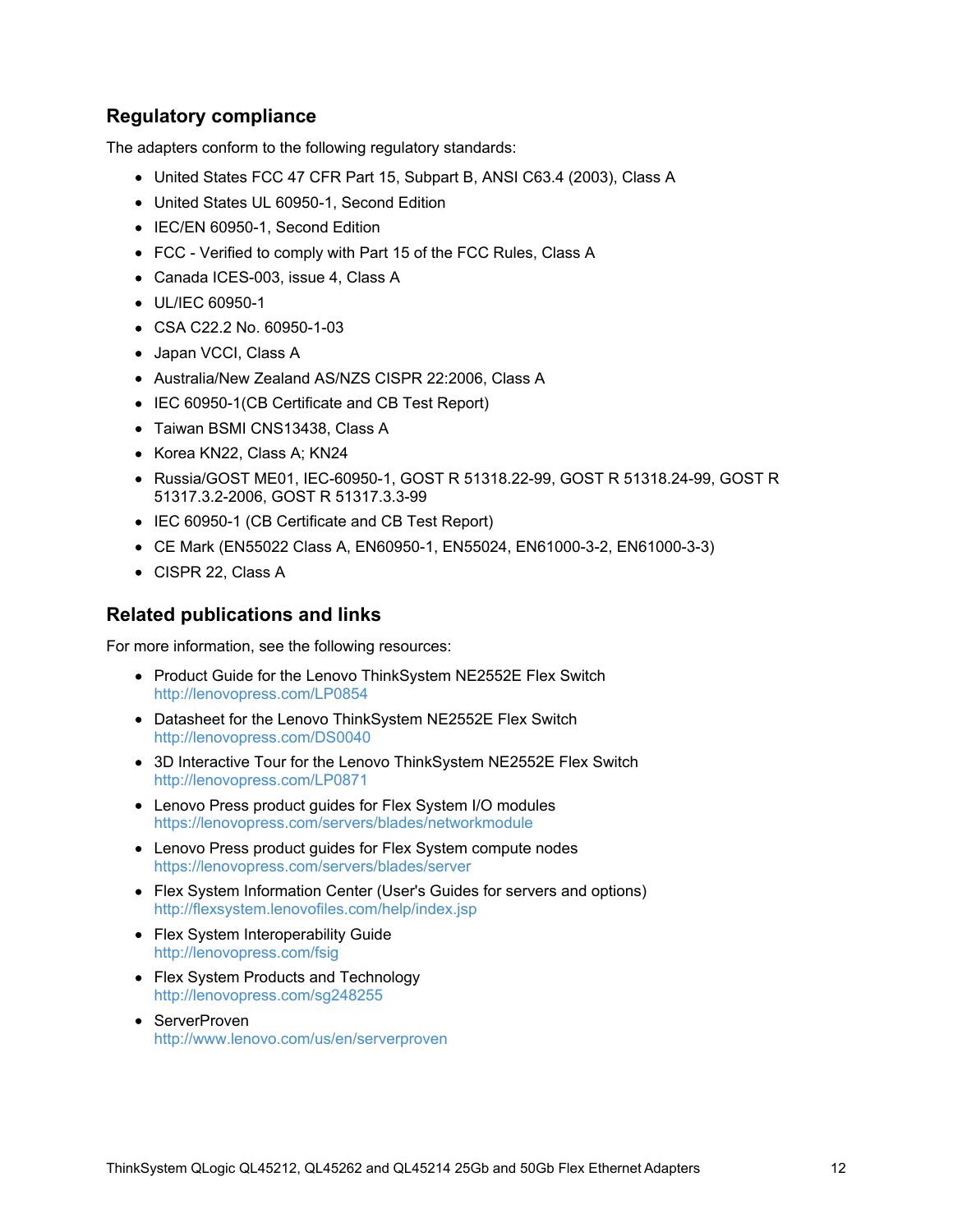## Regulatory compliance

The adapters conform to the following regulatory standards:

- United States FCC 47 CFR Part 15, Subpart B, ANSI C63.4 (2003), Class A
- United States UL 60950-1, Second Edition
- IEC/EN 60950-1, Second Edition
- FCC - Verified to comply with Part 15 of the FCC Rules, Class A
- Canada ICES-003, issue 4, Class A
- UL/IEC 60950-1
- CSA C22.2 No. 60950-1-03
- Japan VCCI, Class A
- Australia/New Zealand AS/NZS CISPR 22:2006, Class A
- IEC 60950-1(CB Certificate and CB Test Report)
- Taiwan BSMI CNS13438, Class A
- Korea KN22, Class A; KN24
- Russia/GOST ME01, IEC-60950-1, GOST R 51318.22-99, GOST R 51318.24-99, GOST R 51317.3.2-2006, GOST R 51317.3.3-99
- IEC 60950-1 (CB Certificate and CB Test Report)
- CE Mark (EN55022 Class A, EN60950-1, EN55024, EN61000-3-2, EN61000-3-3)
- CISPR 22, Class A

## Related publications and links

For more information, see the following resources:

- Product Guide for the Lenovo ThinkSystem NE2552E Flex Switch
  http://lenovopress.com/LP0854
- Datasheet for the Lenovo ThinkSystem NE2552E Flex Switch
  http://lenovopress.com/DS0040
- 3D Interactive Tour for the Lenovo ThinkSystem NE2552E Flex Switch
  http://lenovopress.com/LP0871
- Lenovo Press product guides for Flex System I/O modules
  https://lenovopress.com/servers/blades/networkmodule
- Lenovo Press product guides for Flex System compute nodes
  https://lenovopress.com/servers/blades/server
- Flex System Information Center (User's Guides for servers and options)
  http://flexsystem.lenovofiles.com/help/index.jsp
- Flex System Interoperability Guide
  http://lenovopress.com/fsig
- Flex System Products and Technology
  http://lenovopress.com/sg248255
- ServerProven
  http://www.lenovo.com/us/en/serverproven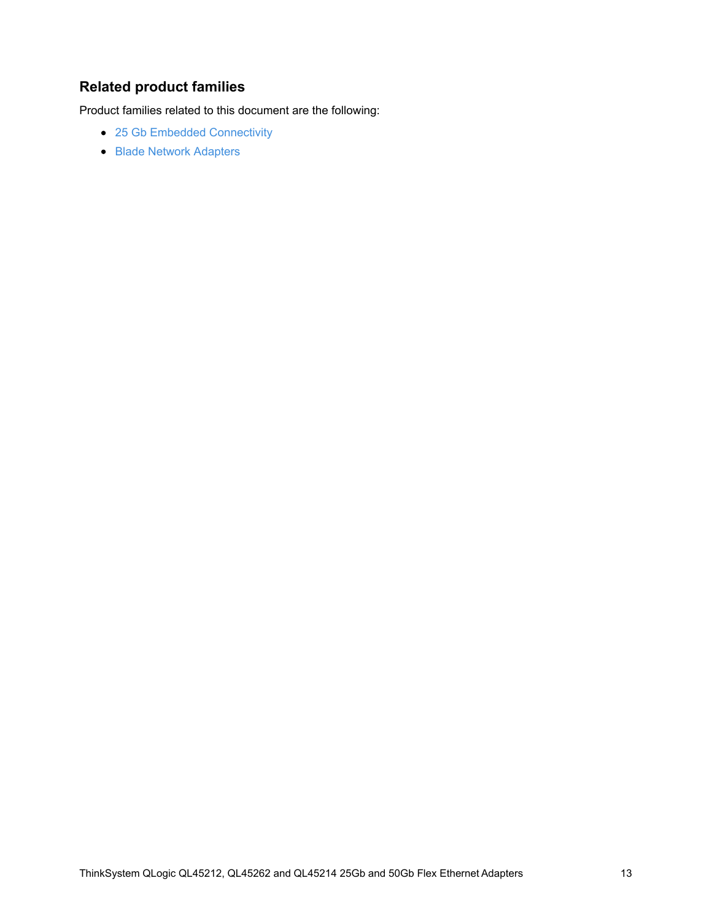## Related product families

Product families related to this document are the following:

- 25 Gb Embedded Connectivity
- Blade Network Adapters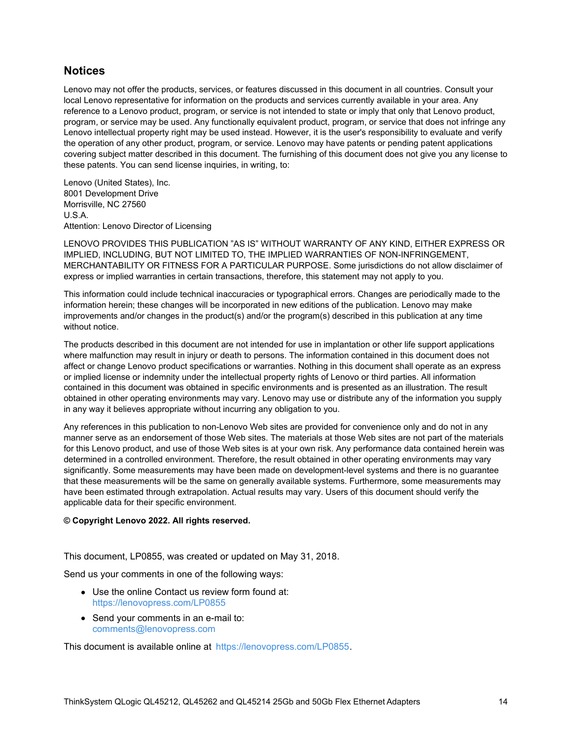## Notices

Lenovo may not offer the products, services, or features discussed in this document in all countries. Consult your local Lenovo representative for information on the products and services currently available in your area. Any reference to a Lenovo product, program, or service is not intended to state or imply that only that Lenovo product, program, or service may be used. Any functionally equivalent product, program, or service that does not infringe any Lenovo intellectual property right may be used instead. However, it is the user's responsibility to evaluate and verify the operation of any other product, program, or service. Lenovo may have patents or pending patent applications covering subject matter described in this document. The furnishing of this document does not give you any license to these patents. You can send license inquiries, in writing, to:

Lenovo (United States), Inc.
8001 Development Drive
Morrisville, NC 27560
U.S.A.
Attention: Lenovo Director of Licensing

LENOVO PROVIDES THIS PUBLICATION "AS IS" WITHOUT WARRANTY OF ANY KIND, EITHER EXPRESS OR IMPLIED, INCLUDING, BUT NOT LIMITED TO, THE IMPLIED WARRANTIES OF NON-INFRINGEMENT, MERCHANTABILITY OR FITNESS FOR A PARTICULAR PURPOSE. Some jurisdictions do not allow disclaimer of express or implied warranties in certain transactions, therefore, this statement may not apply to you.

This information could include technical inaccuracies or typographical errors. Changes are periodically made to the information herein; these changes will be incorporated in new editions of the publication. Lenovo may make improvements and/or changes in the product(s) and/or the program(s) described in this publication at any time without notice.

The products described in this document are not intended for use in implantation or other life support applications where malfunction may result in injury or death to persons. The information contained in this document does not affect or change Lenovo product specifications or warranties. Nothing in this document shall operate as an express or implied license or indemnity under the intellectual property rights of Lenovo or third parties. All information contained in this document was obtained in specific environments and is presented as an illustration. The result obtained in other operating environments may vary. Lenovo may use or distribute any of the information you supply in any way it believes appropriate without incurring any obligation to you.

Any references in this publication to non-Lenovo Web sites are provided for convenience only and do not in any manner serve as an endorsement of those Web sites. The materials at those Web sites are not part of the materials for this Lenovo product, and use of those Web sites is at your own risk. Any performance data contained herein was determined in a controlled environment. Therefore, the result obtained in other operating environments may vary significantly. Some measurements may have been made on development-level systems and there is no guarantee that these measurements will be the same on generally available systems. Furthermore, some measurements may have been estimated through extrapolation. Actual results may vary. Users of this document should verify the applicable data for their specific environment.

**© Copyright Lenovo 2022. All rights reserved.**

This document, LP0855, was created or updated on May 31, 2018.

Send us your comments in one of the following ways:

- Use the online Contact us review form found at:
  https://lenovopress.com/LP0855
- Send your comments in an e-mail to:
  comments@lenovopress.com

This document is available online at https://lenovopress.com/LP0855.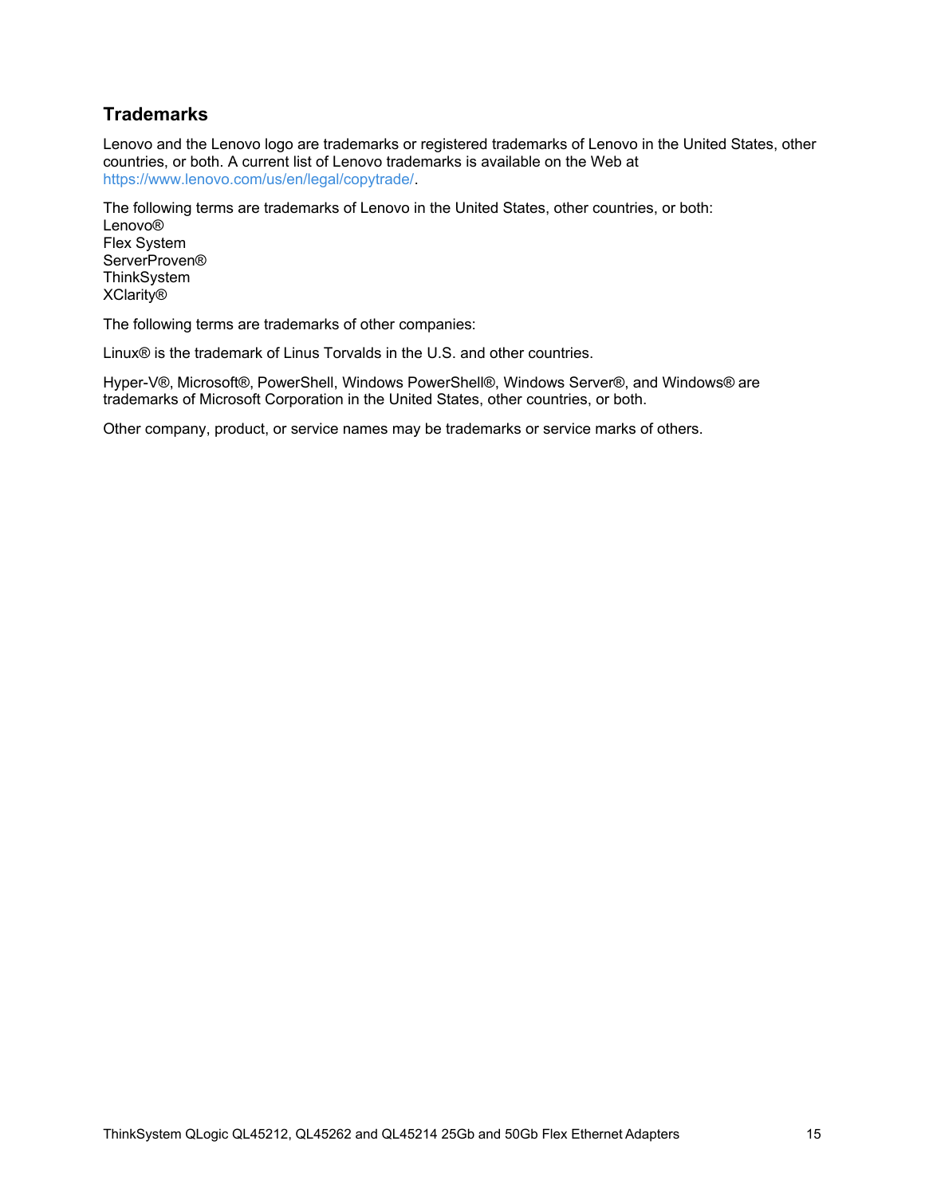## Trademarks

Lenovo and the Lenovo logo are trademarks or registered trademarks of Lenovo in the United States, other countries, or both. A current list of Lenovo trademarks is available on the Web at https://www.lenovo.com/us/en/legal/copytrade/.

The following terms are trademarks of Lenovo in the United States, other countries, or both:
Lenovo®
Flex System
ServerProven®
ThinkSystem
XClarity®

The following terms are trademarks of other companies:

Linux® is the trademark of Linus Torvalds in the U.S. and other countries.

Hyper-V®, Microsoft®, PowerShell, Windows PowerShell®, Windows Server®, and Windows® are trademarks of Microsoft Corporation in the United States, other countries, or both.

Other company, product, or service names may be trademarks or service marks of others.